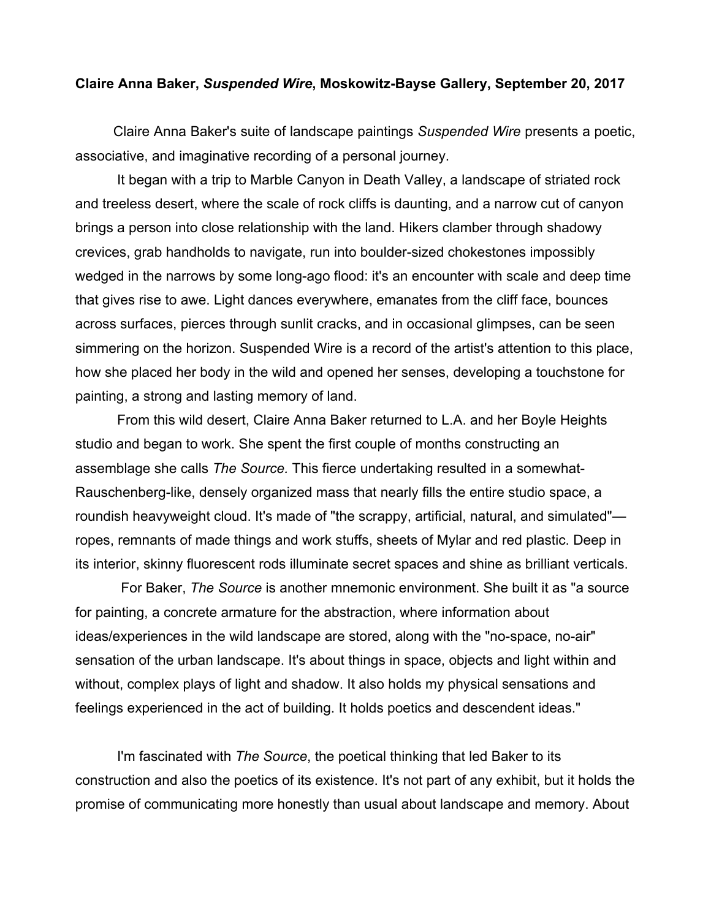**Claire Anna Baker, *Suspended Wire*, Moskowitz-Bayse Gallery, September 20, 2017**

Claire Anna Baker's suite of landscape paintings *Suspended Wire* presents a poetic, associative, and imaginative recording of a personal journey.

It began with a trip to Marble Canyon in Death Valley, a landscape of striated rock and treeless desert, where the scale of rock cliffs is daunting, and a narrow cut of canyon brings a person into close relationship with the land. Hikers clamber through shadowy crevices, grab handholds to navigate, run into boulder-sized chokestones impossibly wedged in the narrows by some long-ago flood: it's an encounter with scale and deep time that gives rise to awe. Light dances everywhere, emanates from the cliff face, bounces across surfaces, pierces through sunlit cracks, and in occasional glimpses, can be seen simmering on the horizon. Suspended Wire is a record of the artist's attention to this place, how she placed her body in the wild and opened her senses, developing a touchstone for painting, a strong and lasting memory of land.

From this wild desert, Claire Anna Baker returned to L.A. and her Boyle Heights studio and began to work. She spent the first couple of months constructing an assemblage she calls *The Source.* This fierce undertaking resulted in a somewhat-Rauschenberg-like, densely organized mass that nearly fills the entire studio space, a roundish heavyweight cloud. It's made of "the scrappy, artificial, natural, and simulated"—ropes, remnants of made things and work stuffs, sheets of Mylar and red plastic. Deep in its interior, skinny fluorescent rods illuminate secret spaces and shine as brilliant verticals.

For Baker, *The Source* is another mnemonic environment. She built it as "a source for painting, a concrete armature for the abstraction, where information about ideas/experiences in the wild landscape are stored, along with the "no-space, no-air" sensation of the urban landscape. It's about things in space, objects and light within and without, complex plays of light and shadow. It also holds my physical sensations and feelings experienced in the act of building. It holds poetics and descendent ideas."

I'm fascinated with *The Source*, the poetical thinking that led Baker to its construction and also the poetics of its existence. It's not part of any exhibit, but it holds the promise of communicating more honestly than usual about landscape and memory. About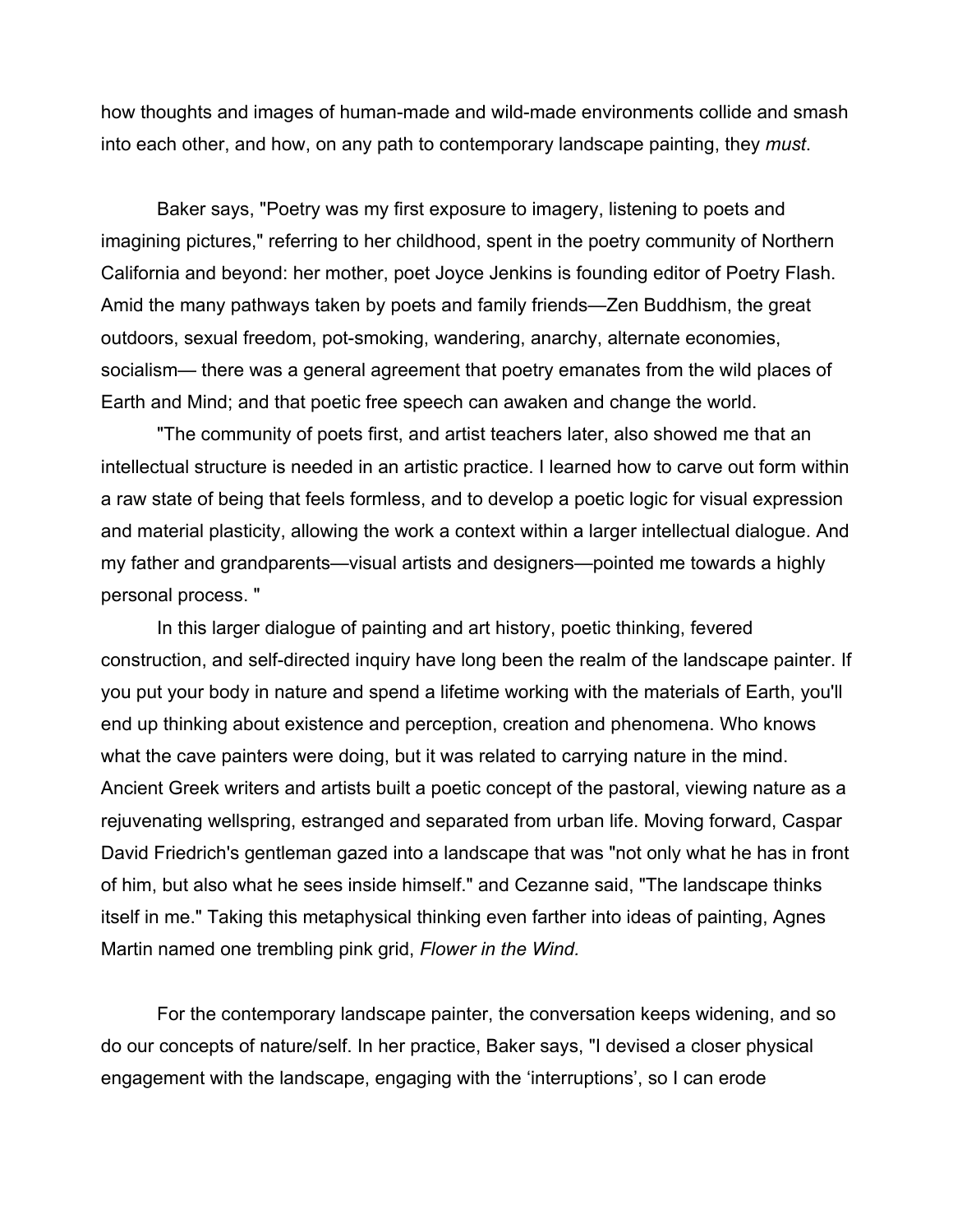how thoughts and images of human-made and wild-made environments collide and smash into each other, and how, on any path to contemporary landscape painting, they *must*.

Baker says, "Poetry was my first exposure to imagery, listening to poets and imagining pictures," referring to her childhood, spent in the poetry community of Northern California and beyond: her mother, poet Joyce Jenkins is founding editor of Poetry Flash. Amid the many pathways taken by poets and family friends—Zen Buddhism, the great outdoors, sexual freedom, pot-smoking, wandering, anarchy, alternate economies, socialism— there was a general agreement that poetry emanates from the wild places of Earth and Mind; and that poetic free speech can awaken and change the world.

"The community of poets first, and artist teachers later, also showed me that an intellectual structure is needed in an artistic practice. I learned how to carve out form within a raw state of being that feels formless, and to develop a poetic logic for visual expression and material plasticity, allowing the work a context within a larger intellectual dialogue. And my father and grandparents—visual artists and designers—pointed me towards a highly personal process. "

In this larger dialogue of painting and art history, poetic thinking, fevered construction, and self-directed inquiry have long been the realm of the landscape painter. If you put your body in nature and spend a lifetime working with the materials of Earth, you'll end up thinking about existence and perception, creation and phenomena. Who knows what the cave painters were doing, but it was related to carrying nature in the mind. Ancient Greek writers and artists built a poetic concept of the pastoral, viewing nature as a rejuvenating wellspring, estranged and separated from urban life. Moving forward, Caspar David Friedrich's gentleman gazed into a landscape that was "not only what he has in front of him, but also what he sees inside himself." and Cezanne said, "The landscape thinks itself in me." Taking this metaphysical thinking even farther into ideas of painting, Agnes Martin named one trembling pink grid, *Flower in the Wind.*

For the contemporary landscape painter, the conversation keeps widening, and so do our concepts of nature/self. In her practice, Baker says, "I devised a closer physical engagement with the landscape, engaging with the 'interruptions', so I can erode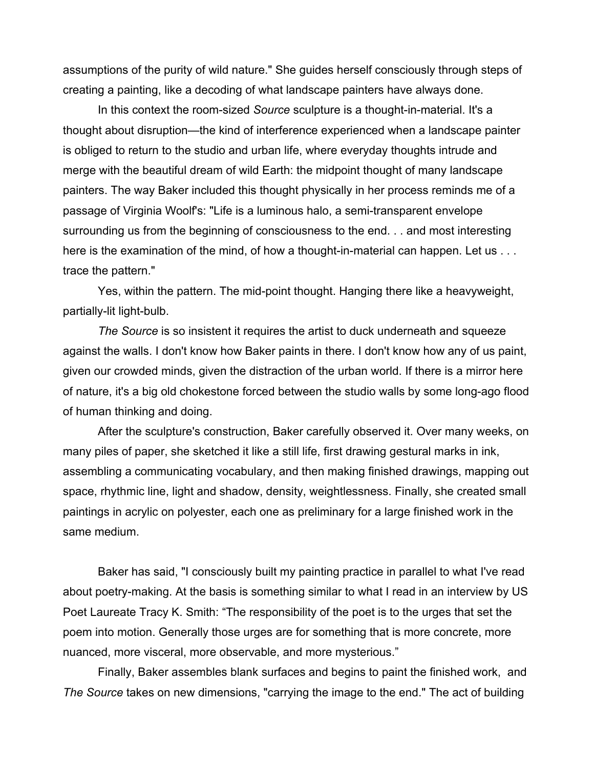assumptions of the purity of wild nature." She guides herself consciously through steps of creating a painting, like a decoding of what landscape painters have always done.

In this context the room-sized *Source* sculpture is a thought-in-material. It's a thought about disruption—the kind of interference experienced when a landscape painter is obliged to return to the studio and urban life, where everyday thoughts intrude and merge with the beautiful dream of wild Earth: the midpoint thought of many landscape painters. The way Baker included this thought physically in her process reminds me of a passage of Virginia Woolf's: "Life is a luminous halo, a semi-transparent envelope surrounding us from the beginning of consciousness to the end. . . and most interesting here is the examination of the mind, of how a thought-in-material can happen. Let us . . . trace the pattern."

Yes, within the pattern. The mid-point thought. Hanging there like a heavyweight, partially-lit light-bulb.

*The Source* is so insistent it requires the artist to duck underneath and squeeze against the walls. I don't know how Baker paints in there. I don't know how any of us paint, given our crowded minds, given the distraction of the urban world. If there is a mirror here of nature, it's a big old chokestone forced between the studio walls by some long-ago flood of human thinking and doing.

After the sculpture's construction, Baker carefully observed it. Over many weeks, on many piles of paper, she sketched it like a still life, first drawing gestural marks in ink, assembling a communicating vocabulary, and then making finished drawings, mapping out space, rhythmic line, light and shadow, density, weightlessness. Finally, she created small paintings in acrylic on polyester, each one as preliminary for a large finished work in the same medium.

Baker has said, "I consciously built my painting practice in parallel to what I've read about poetry-making. At the basis is something similar to what I read in an interview by US Poet Laureate Tracy K. Smith: "The responsibility of the poet is to the urges that set the poem into motion. Generally those urges are for something that is more concrete, more nuanced, more visceral, more observable, and more mysterious."

Finally, Baker assembles blank surfaces and begins to paint the finished work, and *The Source* takes on new dimensions, "carrying the image to the end." The act of building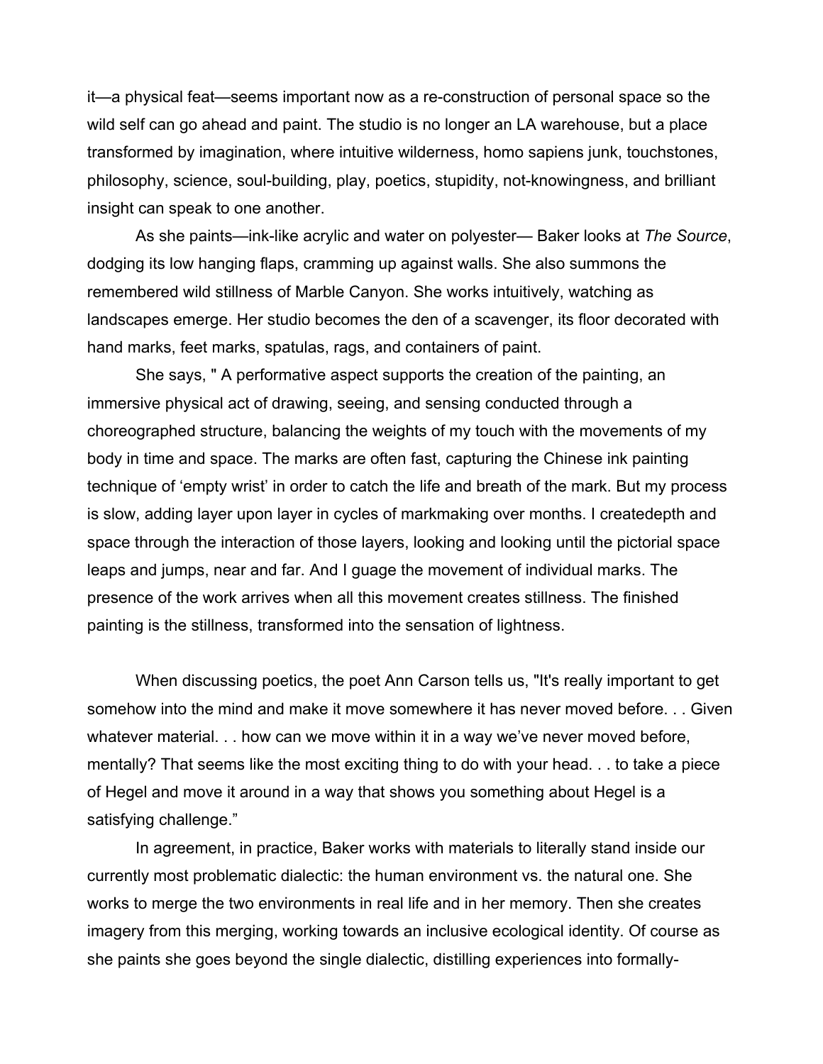it—a physical feat—seems important now as a re-construction of personal space so the wild self can go ahead and paint. The studio is no longer an LA warehouse, but a place transformed by imagination, where intuitive wilderness, homo sapiens junk, touchstones, philosophy, science, soul-building, play, poetics, stupidity, not-knowingness, and brilliant insight can speak to one another.

As she paints—ink-like acrylic and water on polyester— Baker looks at *The Source*, dodging its low hanging flaps, cramming up against walls. She also summons the remembered wild stillness of Marble Canyon. She works intuitively, watching as landscapes emerge. Her studio becomes the den of a scavenger, its floor decorated with hand marks, feet marks, spatulas, rags, and containers of paint.

She says, " A performative aspect supports the creation of the painting, an immersive physical act of drawing, seeing, and sensing conducted through a choreographed structure, balancing the weights of my touch with the movements of my body in time and space. The marks are often fast, capturing the Chinese ink painting technique of 'empty wrist' in order to catch the life and breath of the mark. But my process is slow, adding layer upon layer in cycles of markmaking over months. I createdepth and space through the interaction of those layers, looking and looking until the pictorial space leaps and jumps, near and far. And I guage the movement of individual marks. The presence of the work arrives when all this movement creates stillness. The finished painting is the stillness, transformed into the sensation of lightness.

When discussing poetics, the poet Ann Carson tells us, "It's really important to get somehow into the mind and make it move somewhere it has never moved before. . . Given whatever material. . . how can we move within it in a way we've never moved before, mentally? That seems like the most exciting thing to do with your head. . . to take a piece of Hegel and move it around in a way that shows you something about Hegel is a satisfying challenge."

In agreement, in practice, Baker works with materials to literally stand inside our currently most problematic dialectic: the human environment vs. the natural one. She works to merge the two environments in real life and in her memory. Then she creates imagery from this merging, working towards an inclusive ecological identity. Of course as she paints she goes beyond the single dialectic, distilling experiences into formally-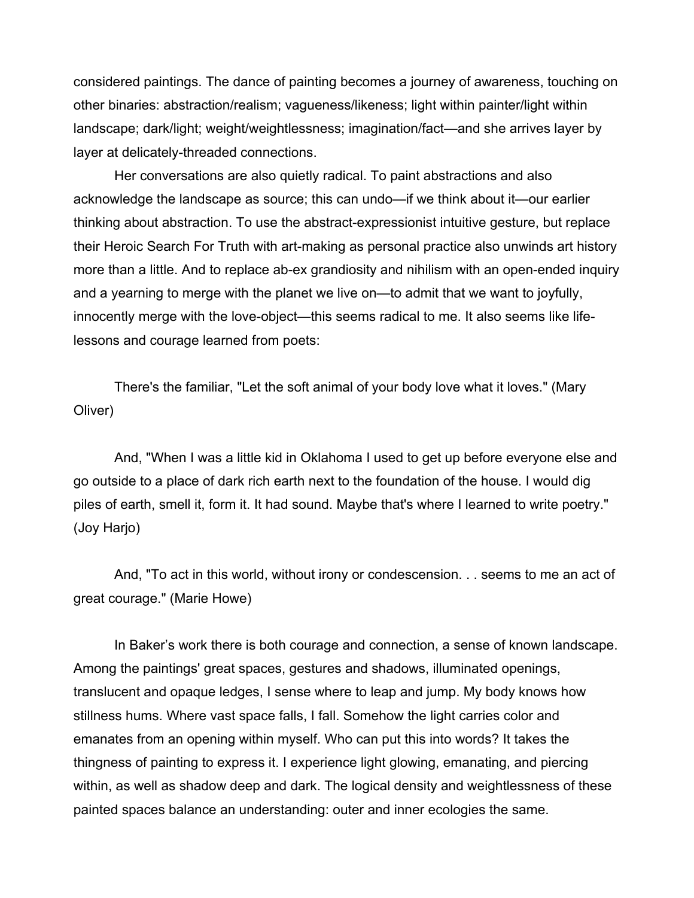considered paintings. The dance of painting becomes a journey of awareness, touching on other binaries: abstraction/realism; vagueness/likeness; light within painter/light within landscape; dark/light; weight/weightlessness; imagination/fact—and she arrives layer by layer at delicately-threaded connections.

Her conversations are also quietly radical. To paint abstractions and also acknowledge the landscape as source; this can undo—if we think about it—our earlier thinking about abstraction. To use the abstract-expressionist intuitive gesture, but replace their Heroic Search For Truth with art-making as personal practice also unwinds art history more than a little. And to replace ab-ex grandiosity and nihilism with an open-ended inquiry and a yearning to merge with the planet we live on—to admit that we want to joyfully, innocently merge with the love-object—this seems radical to me. It also seems like life-lessons and courage learned from poets:

There's the familiar, "Let the soft animal of your body love what it loves." (Mary Oliver)

And, "When I was a little kid in Oklahoma I used to get up before everyone else and go outside to a place of dark rich earth next to the foundation of the house. I would dig piles of earth, smell it, form it. It had sound. Maybe that's where I learned to write poetry." (Joy Harjo)

And, "To act in this world, without irony or condescension. . . seems to me an act of great courage." (Marie Howe)

In Baker's work there is both courage and connection, a sense of known landscape. Among the paintings' great spaces, gestures and shadows, illuminated openings, translucent and opaque ledges, I sense where to leap and jump. My body knows how stillness hums. Where vast space falls, I fall. Somehow the light carries color and emanates from an opening within myself. Who can put this into words? It takes the thingness of painting to express it. I experience light glowing, emanating, and piercing within, as well as shadow deep and dark. The logical density and weightlessness of these painted spaces balance an understanding: outer and inner ecologies the same.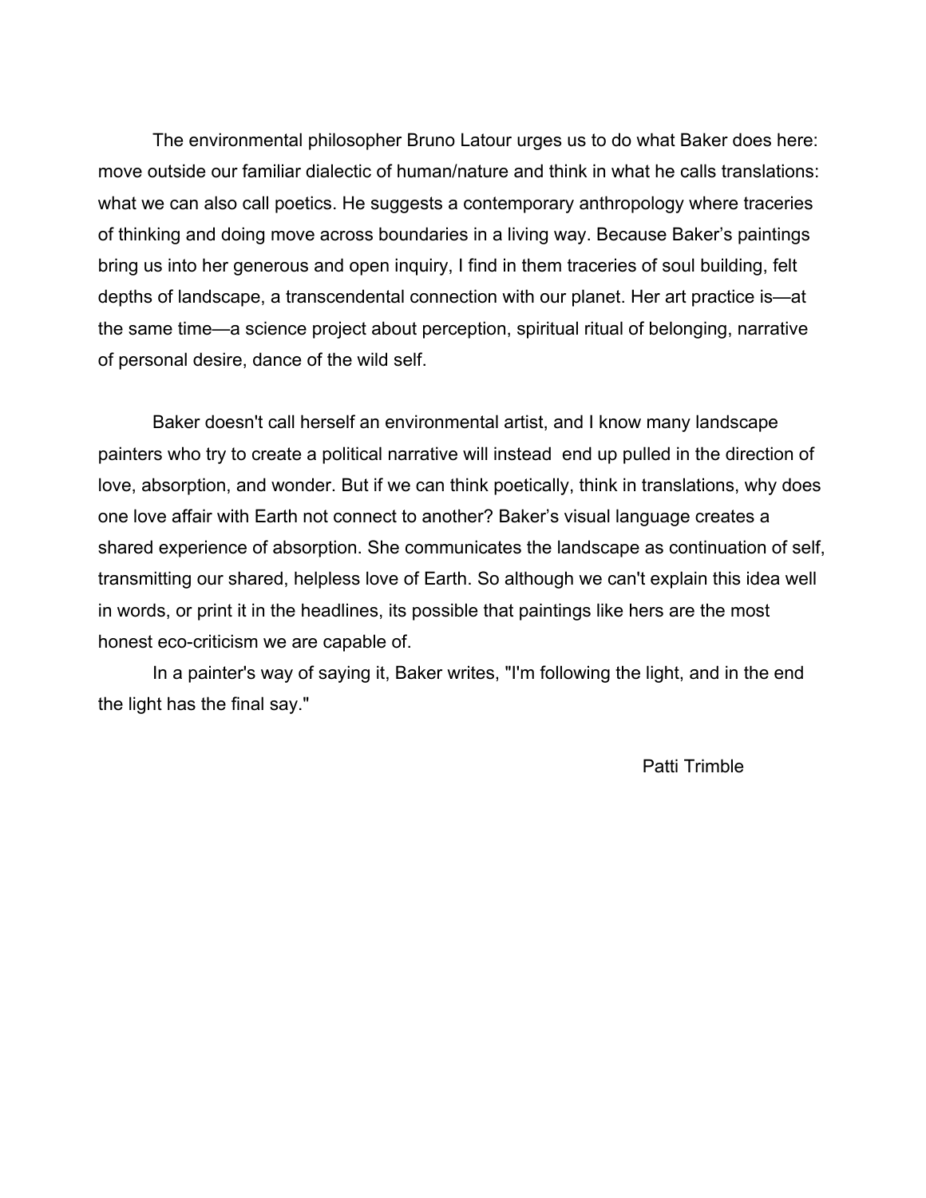The environmental philosopher Bruno Latour urges us to do what Baker does here: move outside our familiar dialectic of human/nature and think in what he calls translations: what we can also call poetics. He suggests a contemporary anthropology where traceries of thinking and doing move across boundaries in a living way. Because Baker's paintings bring us into her generous and open inquiry, I find in them traceries of soul building, felt depths of landscape, a transcendental connection with our planet. Her art practice is—at the same time—a science project about perception, spiritual ritual of belonging, narrative of personal desire, dance of the wild self.

Baker doesn't call herself an environmental artist, and I know many landscape painters who try to create a political narrative will instead end up pulled in the direction of love, absorption, and wonder. But if we can think poetically, think in translations, why does one love affair with Earth not connect to another? Baker's visual language creates a shared experience of absorption. She communicates the landscape as continuation of self, transmitting our shared, helpless love of Earth. So although we can't explain this idea well in words, or print it in the headlines, its possible that paintings like hers are the most honest eco-criticism we are capable of.

In a painter's way of saying it, Baker writes, "I'm following the light, and in the end the light has the final say."

Patti Trimble